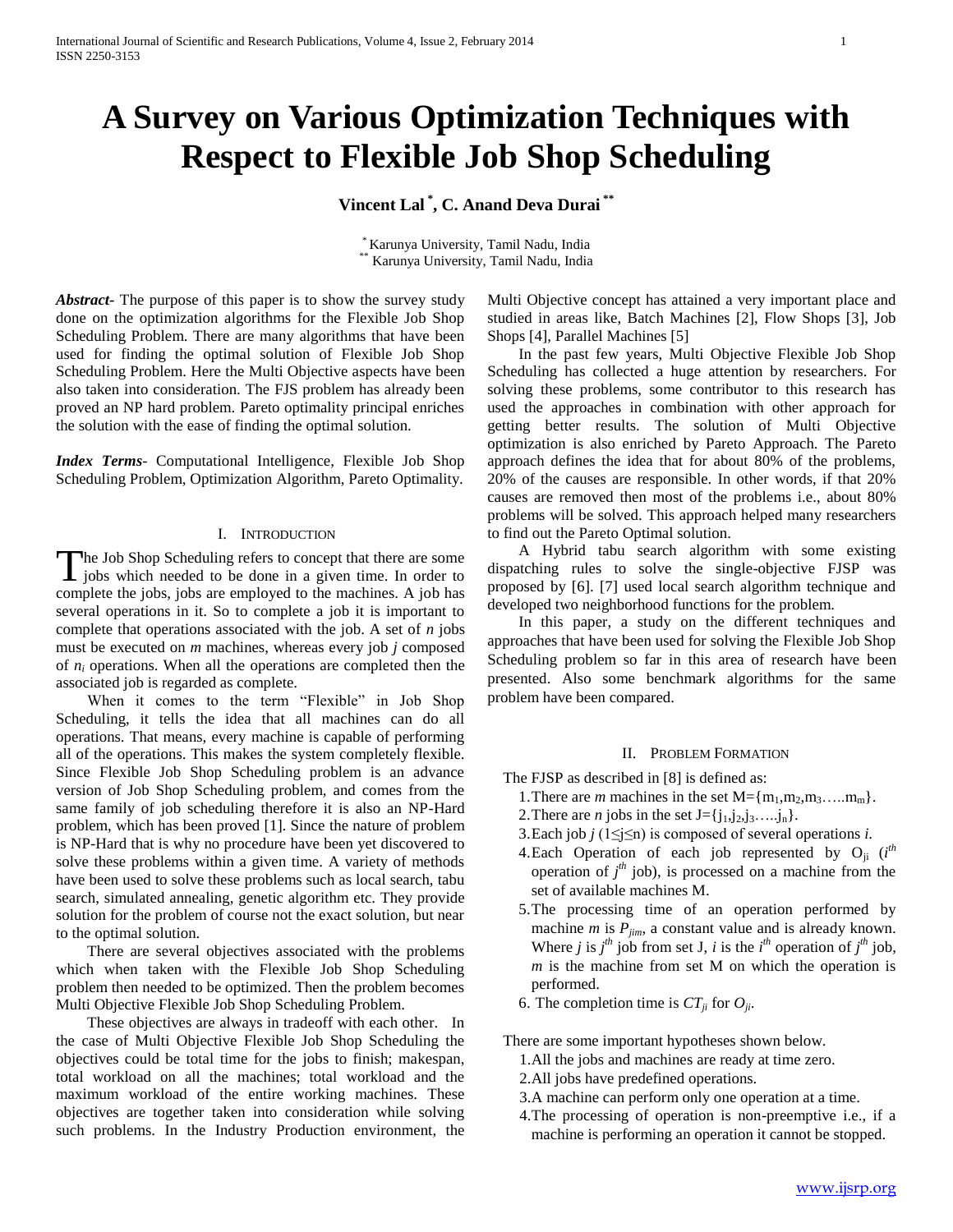# A Survey on Various Optimization Techniques with Respect to Flexible Job Shop Scheduling

**Vincent Lal [*], C. Anand Deva Durai [**]**

[*] Karunya University, Tamil Nadu, India
[**] Karunya University, Tamil Nadu, India

***Abstract*-** The purpose of this paper is to show the survey study done on the optimization algorithms for the Flexible Job Shop Scheduling Problem. There are many algorithms that have been used for finding the optimal solution of Flexible Job Shop Scheduling Problem. Here the Multi Objective aspects have been also taken into consideration. The FJS problem has already been proved an NP hard problem. Pareto optimality principal enriches the solution with the ease of finding the optimal solution.

***Index Terms*-** Computational Intelligence, Flexible Job Shop Scheduling Problem, Optimization Algorithm, Pareto Optimality.

## I. Introduction

The Job Shop Scheduling refers to concept that there are some jobs which needed to be done in a given time. In order to complete the jobs, jobs are employed to the machines. A job has several operations in it. So to complete a job it is important to complete that operations associated with the job. A set of *n* jobs must be executed on *m* machines, whereas every job *j* composed of $n_i$ operations. When all the operations are completed then the associated job is regarded as complete.

When it comes to the term "Flexible" in Job Shop Scheduling, it tells the idea that all machines can do all operations. That means, every machine is capable of performing all of the operations. This makes the system completely flexible. Since Flexible Job Shop Scheduling problem is an advance version of Job Shop Scheduling problem, and comes from the same family of job scheduling therefore it is also an NP-Hard problem, which has been proved [1]. Since the nature of problem is NP-Hard that is why no procedure have been yet discovered to solve these problems within a given time. A variety of methods have been used to solve these problems such as local search, tabu search, simulated annealing, genetic algorithm etc. They provide solution for the problem of course not the exact solution, but near to the optimal solution.

There are several objectives associated with the problems which when taken with the Flexible Job Shop Scheduling problem then needed to be optimized. Then the problem becomes Multi Objective Flexible Job Shop Scheduling Problem.

These objectives are always in tradeoff with each other. In the case of Multi Objective Flexible Job Shop Scheduling the objectives could be total time for the jobs to finish; makespan, total workload on all the machines; total workload and the maximum workload of the entire working machines. These objectives are together taken into consideration while solving such problems. In the Industry Production environment, the Multi Objective concept has attained a very important place and studied in areas like, Batch Machines [2], Flow Shops [3], Job Shops [4], Parallel Machines [5]

In the past few years, Multi Objective Flexible Job Shop Scheduling has collected a huge attention by researchers. For solving these problems, some contributor to this research has used the approaches in combination with other approach for getting better results. The solution of Multi Objective optimization is also enriched by Pareto Approach. The Pareto approach defines the idea that for about 80% of the problems, 20% of the causes are responsible. In other words, if that 20% causes are removed then most of the problems i.e., about 80% problems will be solved. This approach helped many researchers to find out the Pareto Optimal solution.

A Hybrid tabu search algorithm with some existing dispatching rules to solve the single-objective FJSP was proposed by [6]. [7] used local search algorithm technique and developed two neighborhood functions for the problem.

In this paper, a study on the different techniques and approaches that have been used for solving the Flexible Job Shop Scheduling problem so far in this area of research have been presented. Also some benchmark algorithms for the same problem have been compared.

## II. Problem Formation

The FJSP as described in [8] is defined as:

1. There are *m* machines in the set $M=\{m_1,m_2,m_3\ldots..m_m\}$.
2. There are *n* jobs in the set $J=\{j_1,j_2,j_3\ldots..j_n\}$.
3. Each job *j* ($1\leq j\leq n$) is composed of several operations *i*.
4. Each Operation of each job represented by $O_{ji}$ ($i^{th}$ operation of $j^{th}$ job), is processed on a machine from the set of available machines M.
5. The processing time of an operation performed by machine *m* is $P_{jim}$, a constant value and is already known. Where *j* is $j^{th}$ job from set J, *i* is the $i^{th}$ operation of $j^{th}$ job, *m* is the machine from set M on which the operation is performed.
6. The completion time is $CT_{ji}$ for $O_{ji}$.

There are some important hypotheses shown below.

1. All the jobs and machines are ready at time zero.
2. All jobs have predefined operations.
3. A machine can perform only one operation at a time.
4. The processing of operation is non-preemptive i.e., if a machine is performing an operation it cannot be stopped.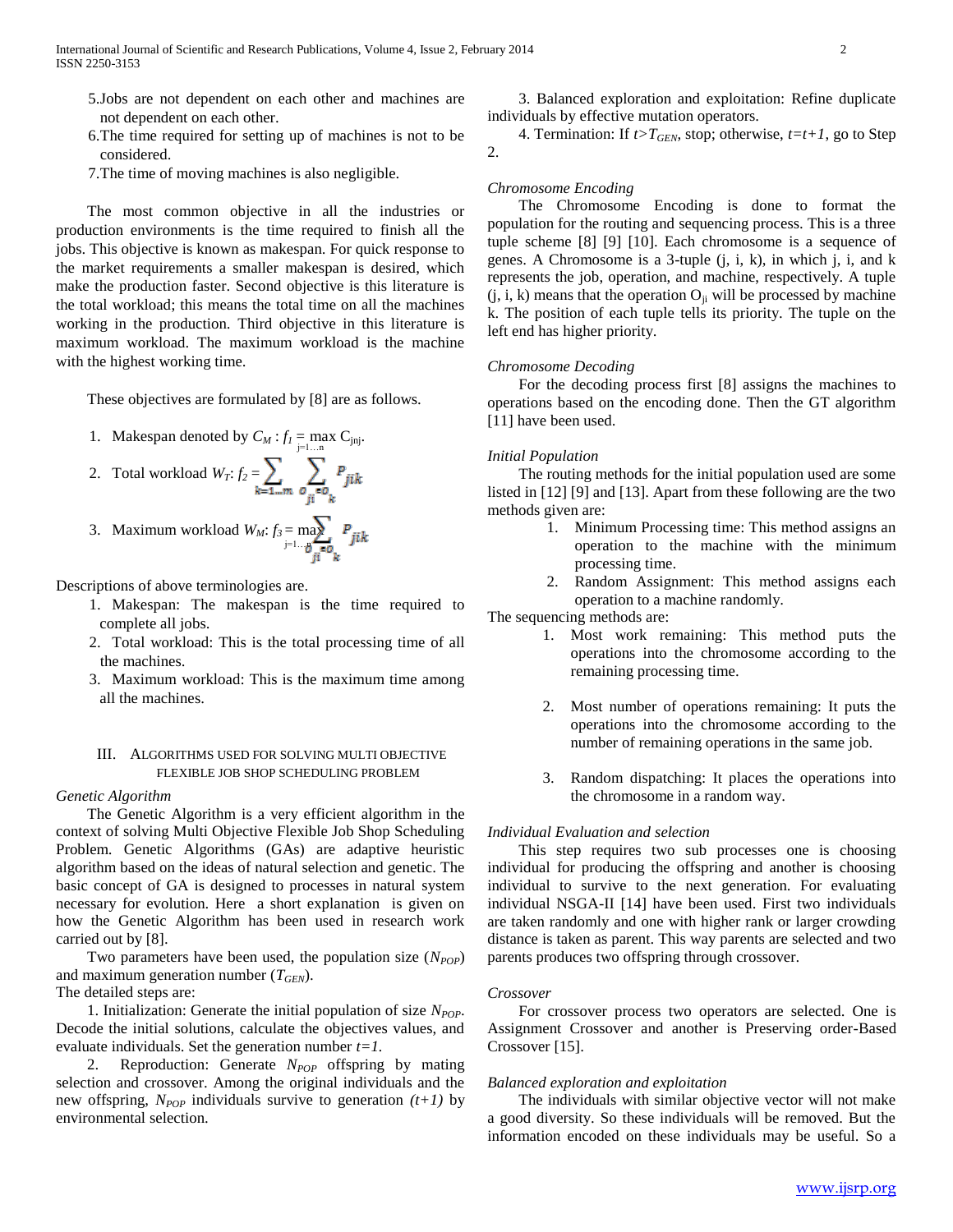5.Jobs are not dependent on each other and machines are not dependent on each other.

6.The time required for setting up of machines is not to be considered.

7.The time of moving machines is also negligible.

The most common objective in all the industries or production environments is the time required to finish all the jobs. This objective is known as makespan. For quick response to the market requirements a smaller makespan is desired, which make the production faster. Second objective is this literature is the total workload; this means the total time on all the machines working in the production. Third objective in this literature is maximum workload. The maximum workload is the machine with the highest working time.

These objectives are formulated by [8] are as follows.

1. Makespan denoted by $C_M$ : $f_1 = \max_{j=1\ldots n} C_{jnj}$.
2. Total workload $W_T$: $f_2 = \sum_{k=1\ldots m} \sum_{O_{ji} \in O_k} P_{jik}$
3. Maximum workload $W_M$: $f_3 = \max_{j=1\ldots n} \sum_{O_{ji} \in O_k} P_{jik}$

Descriptions of above terminologies are.

1. Makespan: The makespan is the time required to complete all jobs.
2. Total workload: This is the total processing time of all the machines.
3. Maximum workload: This is the maximum time among all the machines.

## III. Algorithms Used for Solving Multi Objective Flexible Job Shop Scheduling Problem

*Genetic Algorithm*

The Genetic Algorithm is a very efficient algorithm in the context of solving Multi Objective Flexible Job Shop Scheduling Problem. Genetic Algorithms (GAs) are adaptive heuristic algorithm based on the ideas of natural selection and genetic. The basic concept of GA is designed to processes in natural system necessary for evolution. Here a short explanation is given on how the Genetic Algorithm has been used in research work carried out by [8].

Two parameters have been used, the population size ($N_{POP}$) and maximum generation number ($T_{GEN}$).

The detailed steps are:

1. Initialization: Generate the initial population of size $N_{POP}$. Decode the initial solutions, calculate the objectives values, and evaluate individuals. Set the generation number $t=1$.

2. Reproduction: Generate $N_{POP}$ offspring by mating selection and crossover. Among the original individuals and the new offspring, $N_{POP}$ individuals survive to generation $(t+1)$ by environmental selection.

3. Balanced exploration and exploitation: Refine duplicate individuals by effective mutation operators.

4. Termination: If $t>T_{GEN}$, stop; otherwise, $t=t+1$, go to Step 2.

*Chromosome Encoding*

The Chromosome Encoding is done to format the population for the routing and sequencing process. This is a three tuple scheme [8] [9] [10]. Each chromosome is a sequence of genes. A Chromosome is a 3-tuple (j, i, k), in which j, i, and k represents the job, operation, and machine, respectively. A tuple (j, i, k) means that the operation $O_{ji}$ will be processed by machine k. The position of each tuple tells its priority. The tuple on the left end has higher priority.

*Chromosome Decoding*

For the decoding process first [8] assigns the machines to operations based on the encoding done. Then the GT algorithm [11] have been used.

*Initial Population*

The routing methods for the initial population used are some listed in [12] [9] and [13]. Apart from these following are the two methods given are:

1. Minimum Processing time: This method assigns an operation to the machine with the minimum processing time.
2. Random Assignment: This method assigns each operation to a machine randomly.

The sequencing methods are:

1. Most work remaining: This method puts the operations into the chromosome according to the remaining processing time.
2. Most number of operations remaining: It puts the operations into the chromosome according to the number of remaining operations in the same job.
3. Random dispatching: It places the operations into the chromosome in a random way.

*Individual Evaluation and selection*

This step requires two sub processes one is choosing individual for producing the offspring and another is choosing individual to survive to the next generation. For evaluating individual NSGA-II [14] have been used. First two individuals are taken randomly and one with higher rank or larger crowding distance is taken as parent. This way parents are selected and two parents produces two offspring through crossover.

*Crossover*

For crossover process two operators are selected. One is Assignment Crossover and another is Preserving order-Based Crossover [15].

*Balanced exploration and exploitation*

The individuals with similar objective vector will not make a good diversity. So these individuals will be removed. But the information encoded on these individuals may be useful. So a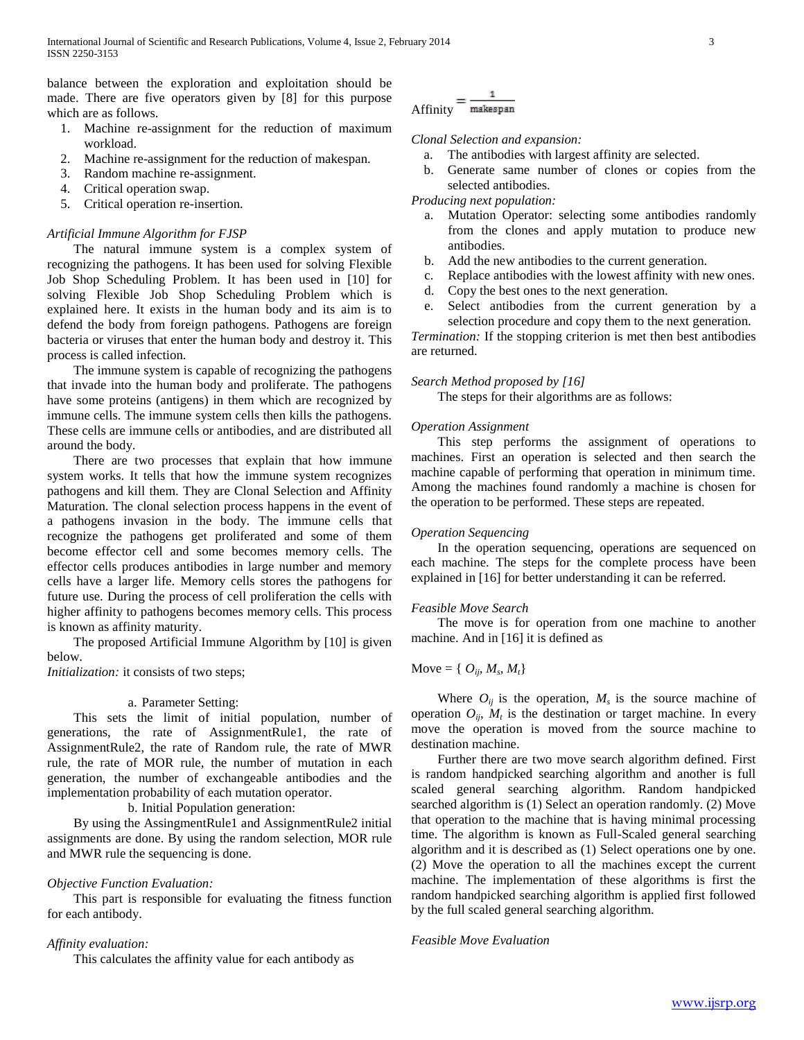balance between the exploration and exploitation should be made. There are five operators given by [8] for this purpose which are as follows.

1. Machine re-assignment for the reduction of maximum workload.
2. Machine re-assignment for the reduction of makespan.
3. Random machine re-assignment.
4. Critical operation swap.
5. Critical operation re-insertion.

*Artificial Immune Algorithm for FJSP*

The natural immune system is a complex system of recognizing the pathogens. It has been used for solving Flexible Job Shop Scheduling Problem. It has been used in [10] for solving Flexible Job Shop Scheduling Problem which is explained here. It exists in the human body and its aim is to defend the body from foreign pathogens. Pathogens are foreign bacteria or viruses that enter the human body and destroy it. This process is called infection.

The immune system is capable of recognizing the pathogens that invade into the human body and proliferate. The pathogens have some proteins (antigens) in them which are recognized by immune cells. The immune system cells then kills the pathogens. These cells are immune cells or antibodies, and are distributed all around the body.

There are two processes that explain that how immune system works. It tells that how the immune system recognizes pathogens and kill them. They are Clonal Selection and Affinity Maturation. The clonal selection process happens in the event of a pathogens invasion in the body. The immune cells that recognize the pathogens get proliferated and some of them become effector cell and some becomes memory cells. The effector cells produces antibodies in large number and memory cells have a larger life. Memory cells stores the pathogens for future use. During the process of cell proliferation the cells with higher affinity to pathogens becomes memory cells. This process is known as affinity maturity.

The proposed Artificial Immune Algorithm by [10] is given below.

*Initialization:* it consists of two steps;

a. Parameter Setting:

This sets the limit of initial population, number of generations, the rate of AssignmentRule1, the rate of AssignmentRule2, the rate of Random rule, the rate of MWR rule, the rate of MOR rule, the number of mutation in each generation, the number of exchangeable antibodies and the implementation probability of each mutation operator.

b. Initial Population generation:

By using the AssingmentRule1 and AssignmentRule2 initial assignments are done. By using the random selection, MOR rule and MWR rule the sequencing is done.

*Objective Function Evaluation:*

This part is responsible for evaluating the fitness function for each antibody.

*Affinity evaluation:*

This calculates the affinity value for each antibody as

$$\text{Affinity} = \frac{1}{\text{makespan}}$$

*Clonal Selection and expansion:*

a. The antibodies with largest affinity are selected.
b. Generate same number of clones or copies from the selected antibodies.

*Producing next population:*

a. Mutation Operator: selecting some antibodies randomly from the clones and apply mutation to produce new antibodies.
b. Add the new antibodies to the current generation.
c. Replace antibodies with the lowest affinity with new ones.
d. Copy the best ones to the next generation.
e. Select antibodies from the current generation by a selection procedure and copy them to the next generation.

*Termination:* If the stopping criterion is met then best antibodies are returned.

*Search Method proposed by [16]*

The steps for their algorithms are as follows:

*Operation Assignment*

This step performs the assignment of operations to machines. First an operation is selected and then search the machine capable of performing that operation in minimum time. Among the machines found randomly a machine is chosen for the operation to be performed. These steps are repeated.

*Operation Sequencing*

In the operation sequencing, operations are sequenced on each machine. The steps for the complete process have been explained in [16] for better understanding it can be referred.

*Feasible Move Search*

The move is for operation from one machine to another machine. And in [16] it is defined as

$$\text{Move} = \{ O_{ij}, M_s, M_t \}$$

Where $O_{ij}$ is the operation, $M_s$ is the source machine of operation $O_{ij}$, $M_t$ is the destination or target machine. In every move the operation is moved from the source machine to destination machine.

Further there are two move search algorithm defined. First is random handpicked searching algorithm and another is full scaled general searching algorithm. Random handpicked searched algorithm is (1) Select an operation randomly. (2) Move that operation to the machine that is having minimal processing time. The algorithm is known as Full-Scaled general searching algorithm and it is described as (1) Select operations one by one. (2) Move the operation to all the machines except the current machine. The implementation of these algorithms is first the random handpicked searching algorithm is applied first followed by the full scaled general searching algorithm.

*Feasible Move Evaluation*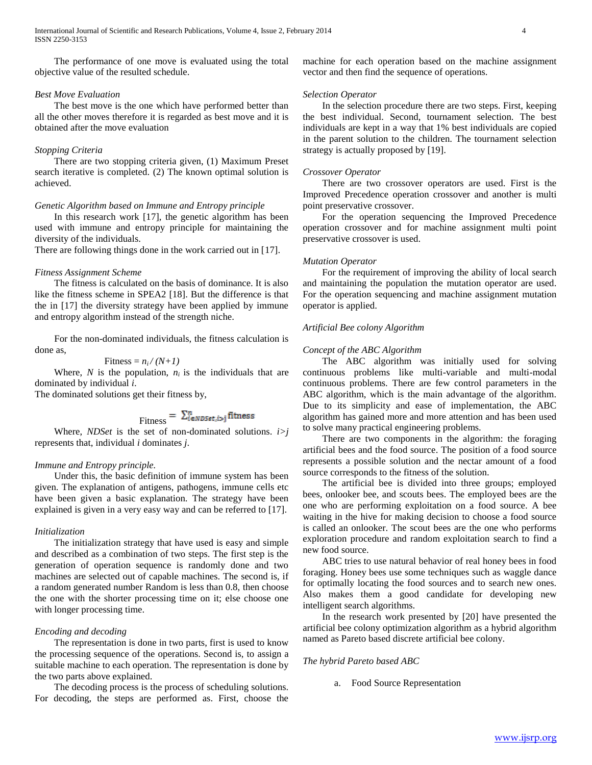The performance of one move is evaluated using the total objective value of the resulted schedule.

*Best Move Evaluation*

The best move is the one which have performed better than all the other moves therefore it is regarded as best move and it is obtained after the move evaluation

*Stopping Criteria*

There are two stopping criteria given, (1) Maximum Preset search iterative is completed. (2) The known optimal solution is achieved.

*Genetic Algorithm based on Immune and Entropy principle*

In this research work [17], the genetic algorithm has been used with immune and entropy principle for maintaining the diversity of the individuals.

There are following things done in the work carried out in [17].

*Fitness Assignment Scheme*

The fitness is calculated on the basis of dominance. It is also like the fitness scheme in SPEA2 [18]. But the difference is that the in [17] the diversity strategy have been applied by immune and entropy algorithm instead of the strength niche.

For the non-dominated individuals, the fitness calculation is done as,

$$\text{Fitness} = n_i / (N+1)$$

Where, $N$ is the population, $n_i$ is the individuals that are dominated by individual $i$.

The dominated solutions get their fitness by,

$$\text{Fitness} = \sum_{i \in NDSet, i > j}^{n} \text{fitness}$$

Where, *NDSet* is the set of non-dominated solutions. $i>j$ represents that, individual $i$ dominates $j$.

*Immune and Entropy principle.*

Under this, the basic definition of immune system has been given. The explanation of antigens, pathogens, immune cells etc have been given a basic explanation. The strategy have been explained is given in a very easy way and can be referred to [17].

*Initialization*

The initialization strategy that have used is easy and simple and described as a combination of two steps. The first step is the generation of operation sequence is randomly done and two machines are selected out of capable machines. The second is, if a random generated number Random is less than 0.8, then choose the one with the shorter processing time on it; else choose one with longer processing time.

*Encoding and decoding*

The representation is done in two parts, first is used to know the processing sequence of the operations. Second is, to assign a suitable machine to each operation. The representation is done by the two parts above explained.

The decoding process is the process of scheduling solutions. For decoding, the steps are performed as. First, choose the machine for each operation based on the machine assignment vector and then find the sequence of operations.

*Selection Operator*

In the selection procedure there are two steps. First, keeping the best individual. Second, tournament selection. The best individuals are kept in a way that 1% best individuals are copied in the parent solution to the children. The tournament selection strategy is actually proposed by [19].

*Crossover Operator*

There are two crossover operators are used. First is the Improved Precedence operation crossover and another is multi point preservative crossover.

For the operation sequencing the Improved Precedence operation crossover and for machine assignment multi point preservative crossover is used.

*Mutation Operator*

For the requirement of improving the ability of local search and maintaining the population the mutation operator are used. For the operation sequencing and machine assignment mutation operator is applied.

*Artificial Bee colony Algorithm*

*Concept of the ABC Algorithm*

The ABC algorithm was initially used for solving continuous problems like multi-variable and multi-modal continuous problems. There are few control parameters in the ABC algorithm, which is the main advantage of the algorithm. Due to its simplicity and ease of implementation, the ABC algorithm has gained more and more attention and has been used to solve many practical engineering problems.

There are two components in the algorithm: the foraging artificial bees and the food source. The position of a food source represents a possible solution and the nectar amount of a food source corresponds to the fitness of the solution.

The artificial bee is divided into three groups; employed bees, onlooker bee, and scouts bees. The employed bees are the one who are performing exploitation on a food source. A bee waiting in the hive for making decision to choose a food source is called an onlooker. The scout bees are the one who performs exploration procedure and random exploitation search to find a new food source.

ABC tries to use natural behavior of real honey bees in food foraging. Honey bees use some techniques such as waggle dance for optimally locating the food sources and to search new ones. Also makes them a good candidate for developing new intelligent search algorithms.

In the research work presented by [20] have presented the artificial bee colony optimization algorithm as a hybrid algorithm named as Pareto based discrete artificial bee colony.

*The hybrid Pareto based ABC*

a. Food Source Representation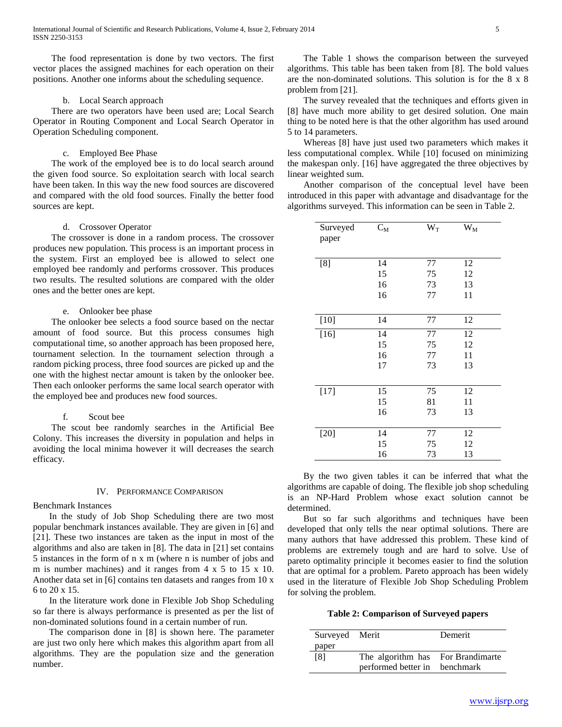The food representation is done by two vectors. The first vector places the assigned machines for each operation on their positions. Another one informs about the scheduling sequence.

b. Local Search approach

There are two operators have been used are; Local Search Operator in Routing Component and Local Search Operator in Operation Scheduling component.

c. Employed Bee Phase

The work of the employed bee is to do local search around the given food source. So exploitation search with local search have been taken. In this way the new food sources are discovered and compared with the old food sources. Finally the better food sources are kept.

d. Crossover Operator

The crossover is done in a random process. The crossover produces new population. This process is an important process in the system. First an employed bee is allowed to select one employed bee randomly and performs crossover. This produces two results. The resulted solutions are compared with the older ones and the better ones are kept.

e. Onlooker bee phase

The onlooker bee selects a food source based on the nectar amount of food source. But this process consumes high computational time, so another approach has been proposed here, tournament selection. In the tournament selection through a random picking process, three food sources are picked up and the one with the highest nectar amount is taken by the onlooker bee. Then each onlooker performs the same local search operator with the employed bee and produces new food sources.

f. Scout bee

The scout bee randomly searches in the Artificial Bee Colony. This increases the diversity in population and helps in avoiding the local minima however it will decreases the search efficacy.

## IV. Performance Comparison

Benchmark Instances

In the study of Job Shop Scheduling there are two most popular benchmark instances available. They are given in [6] and [21]. These two instances are taken as the input in most of the algorithms and also are taken in [8]. The data in [21] set contains 5 instances in the form of n x m (where n is number of jobs and m is number machines) and it ranges from 4 x 5 to 15 x 10. Another data set in [6] contains ten datasets and ranges from 10 x 6 to 20 x 15.

In the literature work done in Flexible Job Shop Scheduling so far there is always performance is presented as per the list of non-dominated solutions found in a certain number of run.

The comparison done in [8] is shown here. The parameter are just two only here which makes this algorithm apart from all algorithms. They are the population size and the generation number.

The Table 1 shows the comparison between the surveyed algorithms. This table has been taken from [8]. The bold values are the non-dominated solutions. This solution is for the 8 x 8 problem from [21].

The survey revealed that the techniques and efforts given in [8] have much more ability to get desired solution. One main thing to be noted here is that the other algorithm has used around 5 to 14 parameters.

Whereas [8] have just used two parameters which makes it less computational complex. While [10] focused on minimizing the makespan only. [16] have aggregated the three objectives by linear weighted sum.

Another comparison of the conceptual level have been introduced in this paper with advantage and disadvantage for the algorithms surveyed. This information can be seen in Table 2.

| Surveyed paper | $C_M$ | $W_T$ | $W_M$ |
|---|---|---|---|
| [8] | 14 | 77 | 12 |
| | 15 | 75 | 12 |
| | 16 | 73 | 13 |
| | 16 | 77 | 11 |
| [10] | 14 | 77 | 12 |
| [16] | 14 | 77 | 12 |
| | 15 | 75 | 12 |
| | 16 | 77 | 11 |
| | 17 | 73 | 13 |
| [17] | 15 | 75 | 12 |
| | 15 | 81 | 11 |
| | 16 | 73 | 13 |
| [20] | 14 | 77 | 12 |
| | 15 | 75 | 12 |
| | 16 | 73 | 13 |

By the two given tables it can be inferred that what the algorithms are capable of doing. The flexible job shop scheduling is an NP-Hard Problem whose exact solution cannot be determined.

But so far such algorithms and techniques have been developed that only tells the near optimal solutions. There are many authors that have addressed this problem. These kind of problems are extremely tough and are hard to solve. Use of pareto optimality principle it becomes easier to find the solution that are optimal for a problem. Pareto approach has been widely used in the literature of Flexible Job Shop Scheduling Problem for solving the problem.

**Table 2: Comparison of Surveyed papers**

| Surveyed paper | Merit | Demerit |
|---|---|---|
| [8] | The algorithm has performed better in | For Brandimarte benchmark |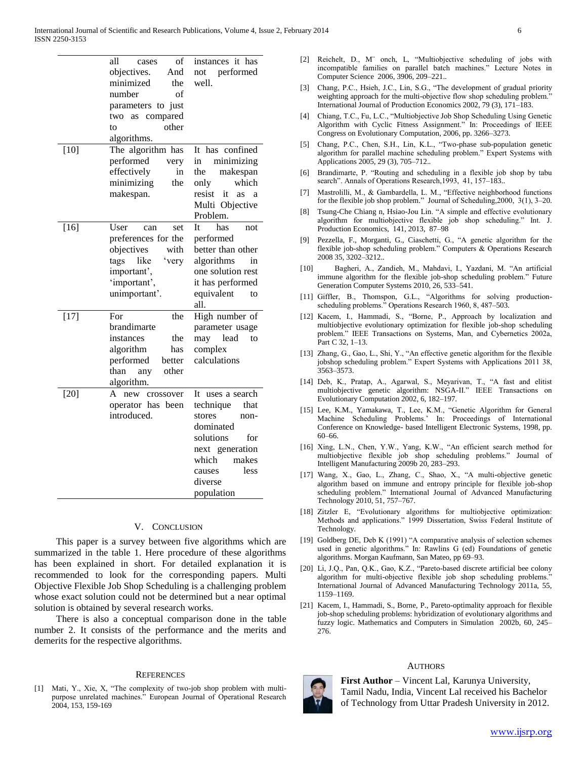| | all cases of objectives. And minimized the number of parameters to just two as compared to other algorithms. | instances it has not performed well. |
|---|---|---|
| [10] | The algorithm has performed very effectively in minimizing the makespan. | It has confined in minimizing the makespan only which resist it as a Multi Objective Problem. |
| [16] | User can set preferences for the objectives with tags like 'very important', 'important', unimportant'. | It has not performed better than other algorithms in one solution rest it has performed equivalent to all. |
| [17] | For the brandimarte instances the algorithm has performed better than any other algorithm. | High number of parameter usage may lead to complex calculations |
| [20] | A new crossover operator has been introduced. | It uses a search technique that stores non-dominated solutions for next generation which makes causes less diverse population |

## V. Conclusion

This paper is a survey between five algorithms which are summarized in the table 1. Here procedure of these algorithms has been explained in short. For detailed explanation it is recommended to look for the corresponding papers. Multi Objective Flexible Job Shop Scheduling is a challenging problem whose exact solution could not be determined but a near optimal solution is obtained by several research works.

There is also a conceptual comparison done in the table number 2. It consists of the performance and the merits and demerits for the respective algorithms.

## References

[1] Mati, Y., Xie, X, "The complexity of two-job shop problem with multi-purpose unrelated machines." European Journal of Operational Research 2004, 153, 159-169

[2] Reichelt, D., M¨ onch, L, "Multiobjective scheduling of jobs with incompatible families on parallel batch machines." Lecture Notes in Computer Science 2006, 3906, 209–221..

[3] Chang, P.C., Hsieh, J.C., Lin, S.G., "The development of gradual priority weighting approach for the multi-objective flow shop scheduling problem." International Journal of Production Economics 2002, 79 (3), 171–183.

[4] Chiang, T.C., Fu, L.C., "Multiobjective Job Shop Scheduling Using Genetic Algorithm with Cyclic Fitness Assignment." In: Proceedings of IEEE Congress on Evolutionary Computation, 2006, pp. 3266–3273.

[5] Chang, P.C., Chen, S.H., Lin, K.L., "Two-phase sub-population genetic algorithm for parallel machine scheduling problem." Expert Systems with Applications 2005, 29 (3), 705–712..

[6] Brandimarte, P. "Routing and scheduling in a flexible job shop by tabu search". Annals of Operations Research,1993, 41, 157–183..

[7] Mastrolilli, M., & Gambardella, L. M., "Effective neighborhood functions for the flexible job shop problem." Journal of Scheduling,2000, 3(1), 3–20.

[8] Tsung-Che Chiang n, Hsiao-Jou Lin. "A simple and effective evolutionary algorithm for multiobjective flexible job shop scheduling." Int. J. Production Economics, 141, 2013, 87–98

[9] Pezzella, F., Morganti, G., Ciaschetti, G., "A genetic algorithm for the flexible job-shop scheduling problem." Computers & Operations Research 2008 35, 3202–3212..

[10] Bagheri, A., Zandieh, M., Mahdavi, I., Yazdani, M. "An artificial immune algorithm for the flexible job-shop scheduling problem." Future Generation Computer Systems 2010, 26, 533–541.

[11] Giffler, B., Thomspon, G.L., "Algorithms for solving production-scheduling problems." Operations Research 1960, 8, 487–503.

[12] Kacem, I., Hammadi, S., "Borne, P., Approach by localization and multiobjective evolutionary optimization for flexible job-shop scheduling problem." IEEE Transactions on Systems, Man, and Cybernetics 2002a, Part C 32, 1–13.

[13] Zhang, G., Gao, L., Shi, Y., "An effective genetic algorithm for the flexible jobshop scheduling problem." Expert Systems with Applications 2011 38, 3563–3573.

[14] Deb, K., Pratap, A., Agarwal, S., Meyarivan, T., "A fast and elitist multiobjective genetic algorithm: NSGA-II." IEEE Transactions on Evolutionary Computation 2002, 6, 182–197.

[15] Lee, K.M., Yamakawa, T., Lee, K.M., "Genetic Algorithm for General Machine Scheduling Problems.' In: Proceedings of International Conference on Knowledge- based Intelligent Electronic Systems, 1998, pp. 60–66.

[16] Xing, L.N., Chen, Y.W., Yang, K.W., "An efficient search method for multiobjective flexible job shop scheduling problems." Journal of Intelligent Manufacturing 2009b 20, 283–293.

[17] Wang, X., Gao, L., Zhang, C., Shao, X., "A multi-objective genetic algorithm based on immune and entropy principle for flexible job-shop scheduling problem." International Journal of Advanced Manufacturing Technology 2010, 51, 757–767.

[18] Zitzler E, "Evolutionary algorithms for multiobjective optimization: Methods and applications." 1999 Dissertation, Swiss Federal Institute of Technology.

[19] Goldberg DE, Deb K (1991) "A comparative analysis of selection schemes used in genetic algorithms." In: Rawlins G (ed) Foundations of genetic algorithms. Morgan Kaufmann, San Mateo, pp 69–93.

[20] Li, J.Q., Pan, Q.K., Gao, K.Z., "Pareto-based discrete artificial bee colony algorithm for multi-objective flexible job shop scheduling problems." International Journal of Advanced Manufacturing Technology 2011a, 55, 1159–1169.

[21] Kacem, I., Hammadi, S., Borne, P., Pareto-optimality approach for flexible job-shop scheduling problems: hybridization of evolutionary algorithms and fuzzy logic. Mathematics and Computers in Simulation 2002b, 60, 245–276.

## Authors

**First Author** – Vincent Lal, Karunya University, Tamil Nadu, India, Vincent Lal received his Bachelor of Technology from Uttar Pradesh University in 2012.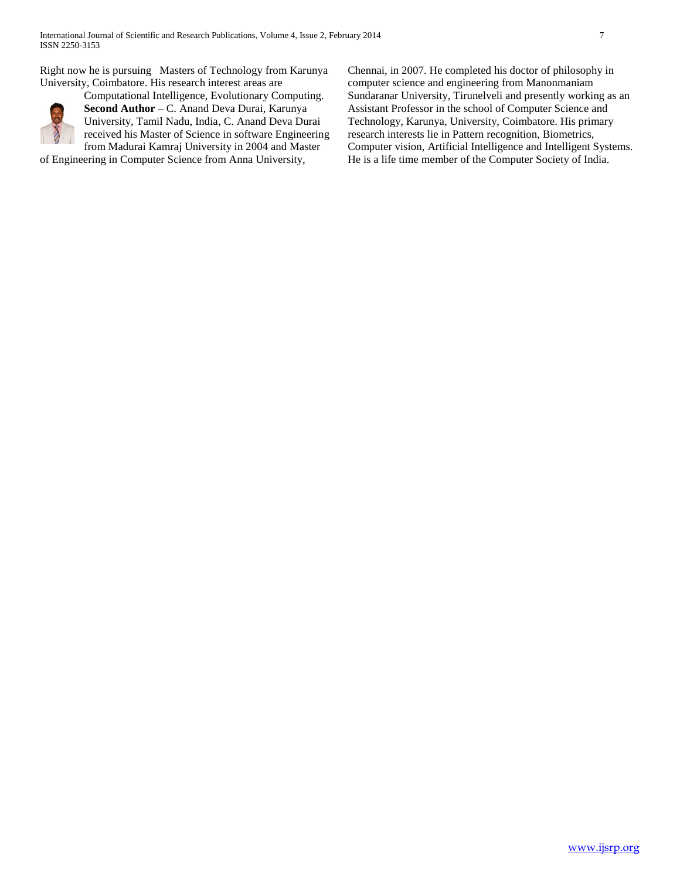Right now he is pursuing Masters of Technology from Karunya University, Coimbatore. His research interest areas are Computational Intelligence, Evolutionary Computing.

**Second Author** – C. Anand Deva Durai, Karunya University, Tamil Nadu, India, C. Anand Deva Durai received his Master of Science in software Engineering from Madurai Kamraj University in 2004 and Master of Engineering in Computer Science from Anna University, Chennai, in 2007. He completed his doctor of philosophy in computer science and engineering from Manonmaniam Sundaranar University, Tirunelveli and presently working as an Assistant Professor in the school of Computer Science and Technology, Karunya, University, Coimbatore. His primary research interests lie in Pattern recognition, Biometrics, Computer vision, Artificial Intelligence and Intelligent Systems. He is a life time member of the Computer Society of India.